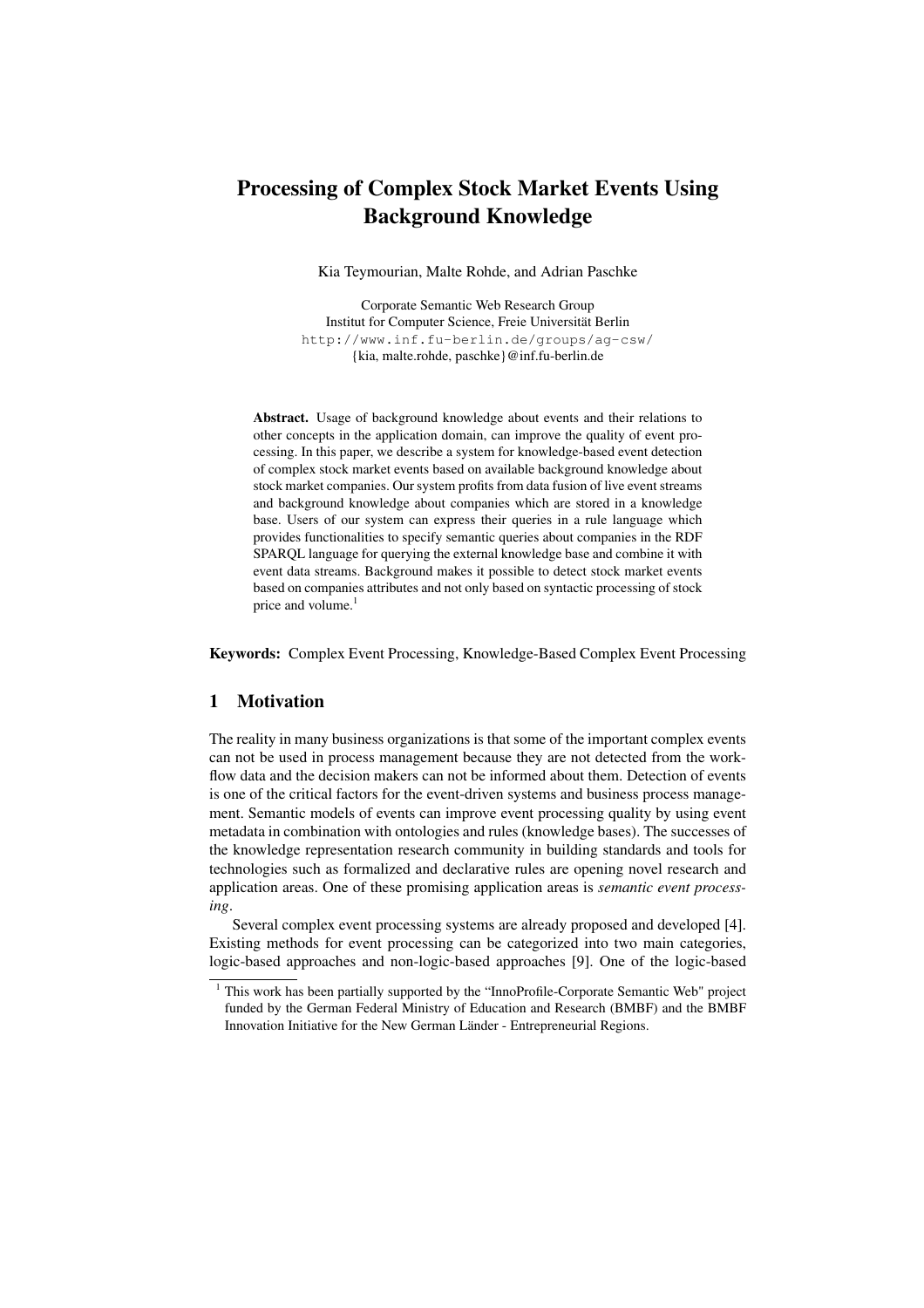# Processing of Complex Stock Market Events Using Background Knowledge

Kia Teymourian, Malte Rohde, and Adrian Paschke

Corporate Semantic Web Research Group
Institut for Computer Science, Freie Universität Berlin
http://www.inf.fu-berlin.de/groups/ag-csw/
{kia, malte.rohde, paschke}@inf.fu-berlin.de

**Abstract.** Usage of background knowledge about events and their relations to other concepts in the application domain, can improve the quality of event processing. In this paper, we describe a system for knowledge-based event detection of complex stock market events based on available background knowledge about stock market companies. Our system profits from data fusion of live event streams and background knowledge about companies which are stored in a knowledge base. Users of our system can express their queries in a rule language which provides functionalities to specify semantic queries about companies in the RDF SPARQL language for querying the external knowledge base and combine it with event data streams. Background makes it possible to detect stock market events based on companies attributes and not only based on syntactic processing of stock price and volume.[1]

**Keywords:** Complex Event Processing, Knowledge-Based Complex Event Processing

## 1 Motivation

The reality in many business organizations is that some of the important complex events can not be used in process management because they are not detected from the workflow data and the decision makers can not be informed about them. Detection of events is one of the critical factors for the event-driven systems and business process management. Semantic models of events can improve event processing quality by using event metadata in combination with ontologies and rules (knowledge bases). The successes of the knowledge representation research community in building standards and tools for technologies such as formalized and declarative rules are opening novel research and application areas. One of these promising application areas is *semantic event processing*.

Several complex event processing systems are already proposed and developed [4]. Existing methods for event processing can be categorized into two main categories, logic-based approaches and non-logic-based approaches [9]. One of the logic-based

[1] This work has been partially supported by the "InnoProfile-Corporate Semantic Web" project funded by the German Federal Ministry of Education and Research (BMBF) and the BMBF Innovation Initiative for the New German Länder - Entrepreneurial Regions.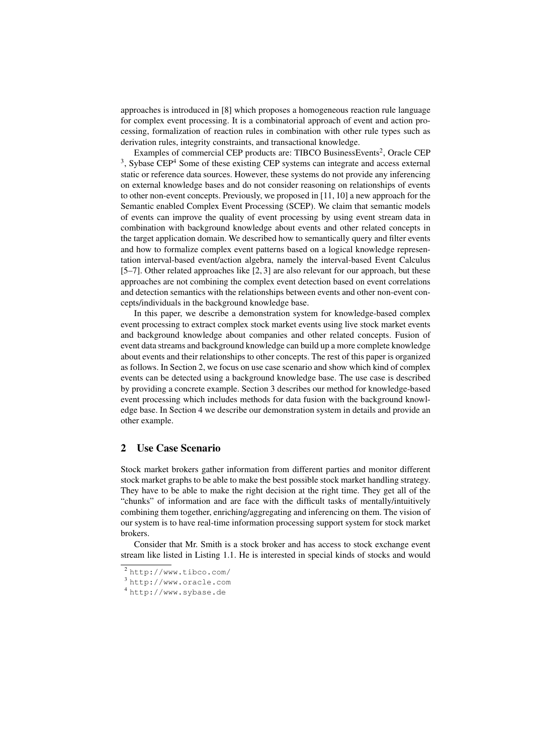approaches is introduced in [8] which proposes a homogeneous reaction rule language for complex event processing. It is a combinatorial approach of event and action processing, formalization of reaction rules in combination with other rule types such as derivation rules, integrity constraints, and transactional knowledge.

Examples of commercial CEP products are: TIBCO BusinessEvents[2], Oracle CEP [3], Sybase CEP[4] Some of these existing CEP systems can integrate and access external static or reference data sources. However, these systems do not provide any inferencing on external knowledge bases and do not consider reasoning on relationships of events to other non-event concepts. Previously, we proposed in [11, 10] a new approach for the Semantic enabled Complex Event Processing (SCEP). We claim that semantic models of events can improve the quality of event processing by using event stream data in combination with background knowledge about events and other related concepts in the target application domain. We described how to semantically query and filter events and how to formalize complex event patterns based on a logical knowledge representation interval-based event/action algebra, namely the interval-based Event Calculus [5–7]. Other related approaches like [2, 3] are also relevant for our approach, but these approaches are not combining the complex event detection based on event correlations and detection semantics with the relationships between events and other non-event concepts/individuals in the background knowledge base.

In this paper, we describe a demonstration system for knowledge-based complex event processing to extract complex stock market events using live stock market events and background knowledge about companies and other related concepts. Fusion of event data streams and background knowledge can build up a more complete knowledge about events and their relationships to other concepts. The rest of this paper is organized as follows. In Section 2, we focus on use case scenario and show which kind of complex events can be detected using a background knowledge base. The use case is described by providing a concrete example. Section 3 describes our method for knowledge-based event processing which includes methods for data fusion with the background knowledge base. In Section 4 we describe our demonstration system in details and provide an other example.

## 2 Use Case Scenario

Stock market brokers gather information from different parties and monitor different stock market graphs to be able to make the best possible stock market handling strategy. They have to be able to make the right decision at the right time. They get all of the "chunks" of information and are face with the difficult tasks of mentally/intuitively combining them together, enriching/aggregating and inferencing on them. The vision of our system is to have real-time information processing support system for stock market brokers.

Consider that Mr. Smith is a stock broker and has access to stock exchange event stream like listed in Listing 1.1. He is interested in special kinds of stocks and would

[2] http://www.tibco.com/

[3] http://www.oracle.com

[4] http://www.sybase.de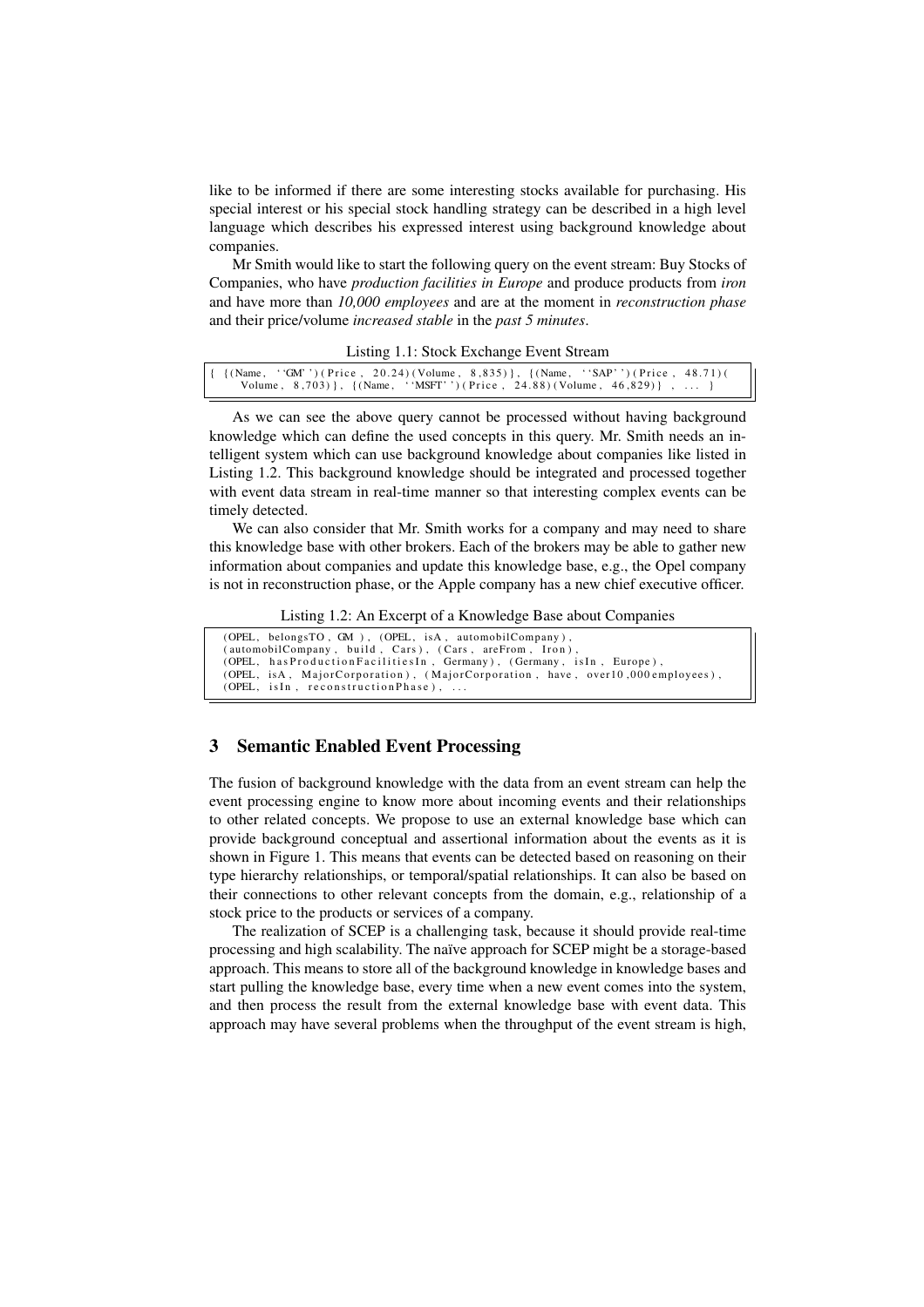like to be informed if there are some interesting stocks available for purchasing. His special interest or his special stock handling strategy can be described in a high level language which describes his expressed interest using background knowledge about companies.

Mr Smith would like to start the following query on the event stream: Buy Stocks of Companies, who have *production facilities in Europe* and produce products from *iron* and have more than *10,000 employees* and are at the moment in *reconstruction phase* and their price/volume *increased stable* in the *past 5 minutes*.

Listing 1.1: Stock Exchange Event Stream

```
{ {(Name, ''GM'')(Price, 20.24)(Volume, 8,835)}, {(Name, ''SAP'')(Price, 48.71)(
    Volume, 8,703)}, {(Name, ''MSFT'')(Price, 24.88)(Volume, 46,829)} , ... }
```

As we can see the above query cannot be processed without having background knowledge which can define the used concepts in this query. Mr. Smith needs an intelligent system which can use background knowledge about companies like listed in Listing 1.2. This background knowledge should be integrated and processed together with event data stream in real-time manner so that interesting complex events can be timely detected.

We can also consider that Mr. Smith works for a company and may need to share this knowledge base with other brokers. Each of the brokers may be able to gather new information about companies and update this knowledge base, e.g., the Opel company is not in reconstruction phase, or the Apple company has a new chief executive officer.

Listing 1.2: An Excerpt of a Knowledge Base about Companies

```
(OPEL, belongsTO, GM ), (OPEL, isA, automobilCompany),
(automobilCompany, build, Cars), (Cars, areFrom, Iron),
(OPEL, hasProductionFacilitiesIn, Germany), (Germany, isIn, Europe),
(OPEL, isA, MajorCorporation), (MajorCorporation, have, over10,000employees),
(OPEL, isIn, reconstructionPhase), ...
```

## 3 Semantic Enabled Event Processing

The fusion of background knowledge with the data from an event stream can help the event processing engine to know more about incoming events and their relationships to other related concepts. We propose to use an external knowledge base which can provide background conceptual and assertional information about the events as it is shown in Figure 1. This means that events can be detected based on reasoning on their type hierarchy relationships, or temporal/spatial relationships. It can also be based on their connections to other relevant concepts from the domain, e.g., relationship of a stock price to the products or services of a company.

The realization of SCEP is a challenging task, because it should provide real-time processing and high scalability. The naïve approach for SCEP might be a storage-based approach. This means to store all of the background knowledge in knowledge bases and start pulling the knowledge base, every time when a new event comes into the system, and then process the result from the external knowledge base with event data. This approach may have several problems when the throughput of the event stream is high,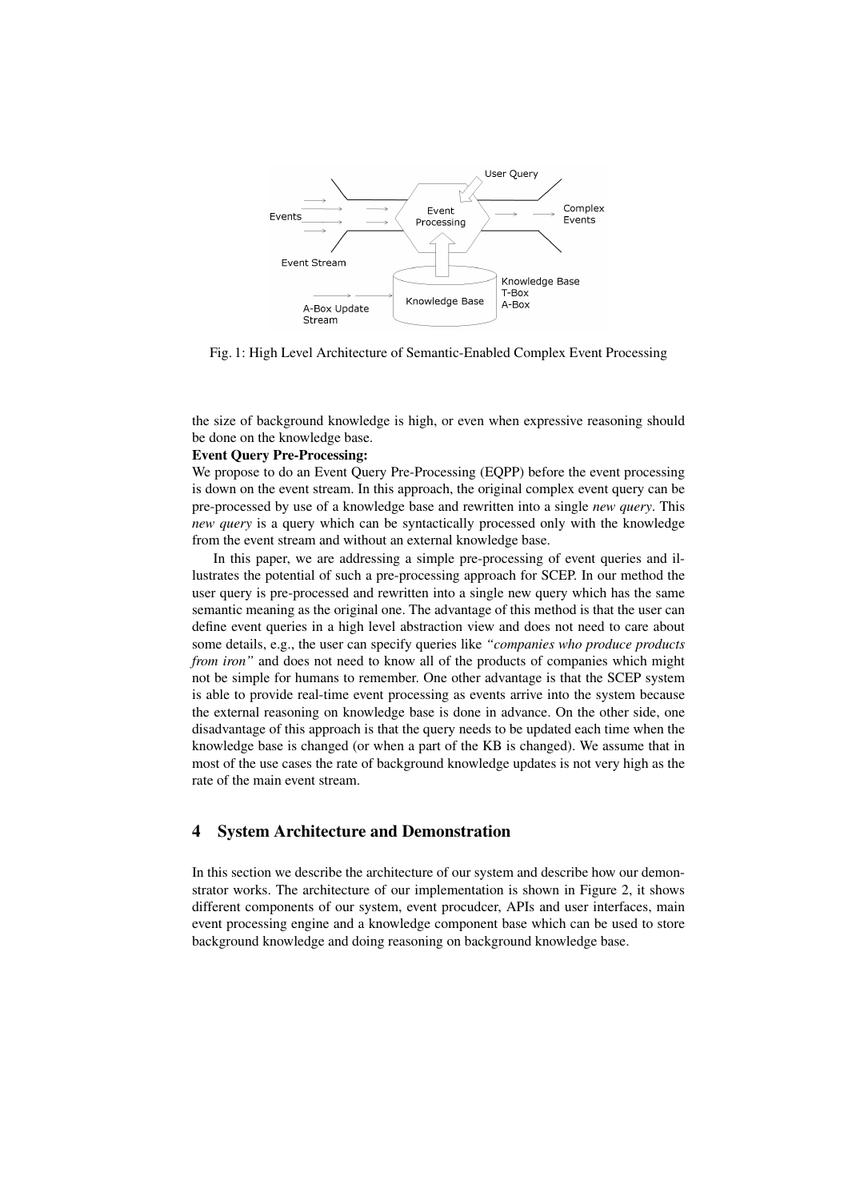Fig. 1: High Level Architecture of Semantic-Enabled Complex Event Processing

the size of background knowledge is high, or even when expressive reasoning should be done on the knowledge base.

**Event Query Pre-Processing:**
We propose to do an Event Query Pre-Processing (EQPP) before the event processing is down on the event stream. In this approach, the original complex event query can be pre-processed by use of a knowledge base and rewritten into a single *new query*. This *new query* is a query which can be syntactically processed only with the knowledge from the event stream and without an external knowledge base.

In this paper, we are addressing a simple pre-processing of event queries and illustrates the potential of such a pre-processing approach for SCEP. In our method the user query is pre-processed and rewritten into a single new query which has the same semantic meaning as the original one. The advantage of this method is that the user can define event queries in a high level abstraction view and does not need to care about some details, e.g., the user can specify queries like *"companies who produce products from iron"* and does not need to know all of the products of companies which might not be simple for humans to remember. One other advantage is that the SCEP system is able to provide real-time event processing as events arrive into the system because the external reasoning on knowledge base is done in advance. On the other side, one disadvantage of this approach is that the query needs to be updated each time when the knowledge base is changed (or when a part of the KB is changed). We assume that in most of the use cases the rate of background knowledge updates is not very high as the rate of the main event stream.

## 4 System Architecture and Demonstration

In this section we describe the architecture of our system and describe how our demonstrator works. The architecture of our implementation is shown in Figure 2, it shows different components of our system, event procudcer, APIs and user interfaces, main event processing engine and a knowledge component base which can be used to store background knowledge and doing reasoning on background knowledge base.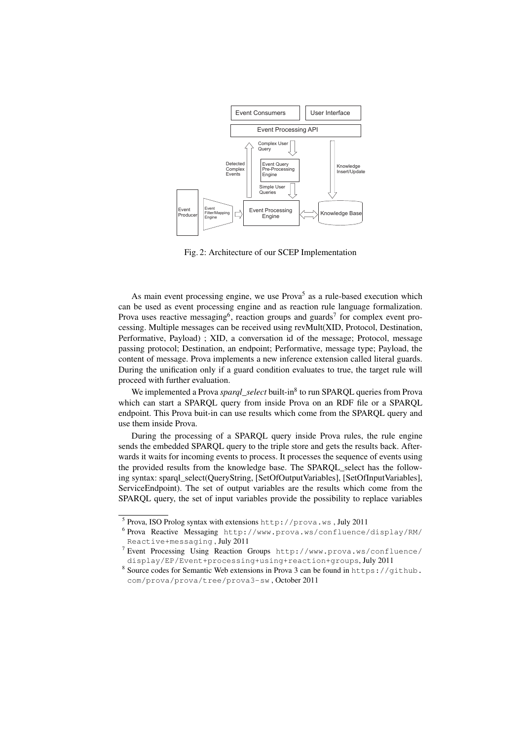Fig. 2: Architecture of our SCEP Implementation

As main event processing engine, we use Prova[5] as a rule-based execution which can be used as event processing engine and as reaction rule language formalization. Prova uses reactive messaging[6], reaction groups and guards[7] for complex event processing. Multiple messages can be received using revMult(XID, Protocol, Destination, Performative, Payload) ; XID, a conversation id of the message; Protocol, message passing protocol; Destination, an endpoint; Performative, message type; Payload, the content of message. Prova implements a new inference extension called literal guards. During the unification only if a guard condition evaluates to true, the target rule will proceed with further evaluation.

We implemented a Prova *sparql_select* built-in[8] to run SPARQL queries from Prova which can start a SPARQL query from inside Prova on an RDF file or a SPARQL endpoint. This Prova buit-in can use results which come from the SPARQL query and use them inside Prova.

During the processing of a SPARQL query inside Prova rules, the rule engine sends the embedded SPARQL query to the triple store and gets the results back. Afterwards it waits for incoming events to process. It processes the sequence of events using the provided results from the knowledge base. The SPARQL_select has the following syntax: sparql_select(QueryString, [SetOfOutputVariables], [SetOfInputVariables], ServiceEndpoint). The set of output variables are the results which come from the SPARQL query, the set of input variables provide the possibility to replace variables

[5] Prova, ISO Prolog syntax with extensions `http://prova.ws` , July 2011

[6] Prova Reactive Messaging `http://www.prova.ws/confluence/display/RM/Reactive+messaging` , July 2011

[7] Event Processing Using Reaction Groups `http://www.prova.ws/confluence/display/EP/Event+processing+using+reaction+groups`, July 2011

[8] Source codes for Semantic Web extensions in Prova 3 can be found in `https://github.com/prova/prova/tree/prova3-sw` , October 2011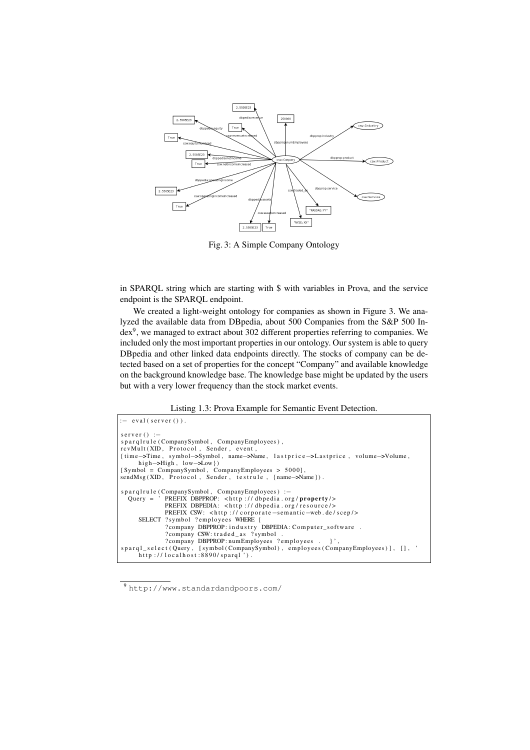Fig. 3: A Simple Company Ontology

in SPARQL string which are starting with $ with variables in Prova, and the service endpoint is the SPARQL endpoint.

We created a light-weight ontology for companies as shown in Figure 3. We analyzed the available data from DBpedia, about 500 Companies from the S&P 500 Index[9], we managed to extract about 302 different properties referring to companies. We included only the most important properties in our ontology. Our system is able to query DBpedia and other linked data endpoints directly. The stocks of company can be detected based on a set of properties for the concept "Company" and available knowledge on the background knowledge base. The knowledge base might be updated by the users but with a very lower frequency than the stock market events.

Listing 1.3: Prova Example for Semantic Event Detection.

```
:- eval(server()).

server() :-
sparqlrule(CompanySymbol, CompanyEmployees),
rcvMult(XID, Protocol, Sender, event,
{time->Time, symbol->Symbol, name->Name, lastprice->Lastprice, volume->Volume,
    high->High, low->Low})
[Symbol = CompanySymbol, CompanyEmployees > 5000],
sendMsg(XID, Protocol, Sender, testrule, {name->Name}).

sparqlrule(CompanySymbol, CompanyEmployees) :-
  Query = ' PREFIX DBPPROP: <http://dbpedia.org/property/>
            PREFIX DBPEDIA: <http://dbpedia.org/resource/>
            PREFIX CSW: <http://corporate-semantic-web.de/scep/>
      SELECT ?symbol ?employees WHERE {
            ?company DBPPROP:industry DBPEDIA:Computer_software .
            ?company CSW:traded_as ?symbol .
            ?company DBPPROP:numEmployees ?employees .  }',
sparql_select(Query, [symbol(CompanySymbol), employees(CompanyEmployees)], [], '
    http://localhost:8890/sparql').
```

[9] http://www.standardandpoors.com/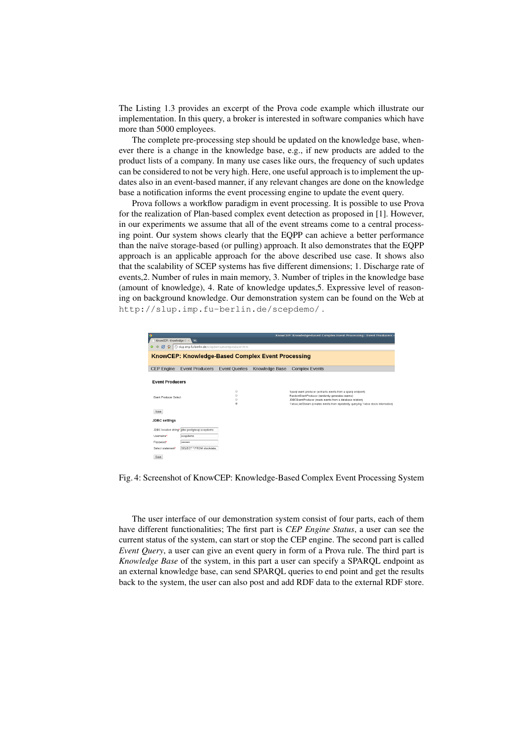The Listing 1.3 provides an excerpt of the Prova code example which illustrate our implementation. In this query, a broker is interested in software companies which have more than 5000 employees.

The complete pre-processing step should be updated on the knowledge base, whenever there is a change in the knowledge base, e.g., if new products are added to the product lists of a company. In many use cases like ours, the frequency of such updates can be considered to not be very high. Here, one useful approach is to implement the updates also in an event-based manner, if any relevant changes are done on the knowledge base a notification informs the event processing engine to update the event query.

Prova follows a workflow paradigm in event processing. It is possible to use Prova for the realization of Plan-based complex event detection as proposed in [1]. However, in our experiments we assume that all of the event streams come to a central processing point. Our system shows clearly that the EQPP can achieve a better performance than the naïve storage-based (or pulling) approach. It also demonstrates that the EQPP approach is an applicable approach for the above described use case. It shows also that the scalability of SCEP systems has five different dimensions; 1. Discharge rate of events,2. Number of rules in main memory, 3. Number of triples in the knowledge base (amount of knowledge), 4. Rate of knowledge updates,5. Expressive level of reasoning on background knowledge. Our demonstration system can be found on the Web at `http://slup.imp.fu-berlin.de/scepdemo/`.

Fig. 4: Screenshot of KnowCEP: Knowledge-Based Complex Event Processing System

The user interface of our demonstration system consist of four parts, each of them have different functionalities; The first part is *CEP Engine Status*, a user can see the current status of the system, can start or stop the CEP engine. The second part is called *Event Query*, a user can give an event query in form of a Prova rule. The third part is *Knowledge Base* of the system, in this part a user can specify a SPARQL endpoint as an external knowledge base, can send SPARQL queries to end point and get the results back to the system, the user can also post and add RDF data to the external RDF store.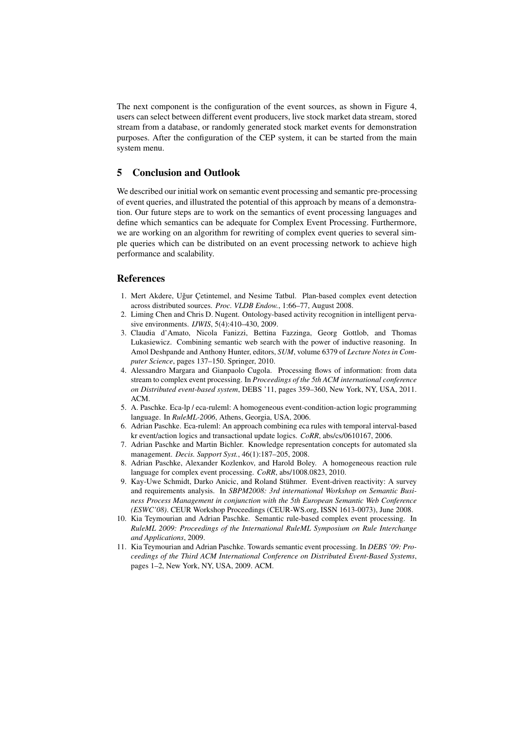The next component is the configuration of the event sources, as shown in Figure 4, users can select between different event producers, live stock market data stream, stored stream from a database, or randomly generated stock market events for demonstration purposes. After the configuration of the CEP system, it can be started from the main system menu.

## 5 Conclusion and Outlook

We described our initial work on semantic event processing and semantic pre-processing of event queries, and illustrated the potential of this approach by means of a demonstration. Our future steps are to work on the semantics of event processing languages and define which semantics can be adequate for Complex Event Processing. Furthermore, we are working on an algorithm for rewriting of complex event queries to several simple queries which can be distributed on an event processing network to achieve high performance and scalability.

## References

1. Mert Akdere, Uğur Çetintemel, and Nesime Tatbul. Plan-based complex event detection across distributed sources. *Proc. VLDB Endow.*, 1:66–77, August 2008.
2. Liming Chen and Chris D. Nugent. Ontology-based activity recognition in intelligent pervasive environments. *IJWIS*, 5(4):410–430, 2009.
3. Claudia d'Amato, Nicola Fanizzi, Bettina Fazzinga, Georg Gottlob, and Thomas Lukasiewicz. Combining semantic web search with the power of inductive reasoning. In Amol Deshpande and Anthony Hunter, editors, *SUM*, volume 6379 of *Lecture Notes in Computer Science*, pages 137–150. Springer, 2010.
4. Alessandro Margara and Gianpaolo Cugola. Processing flows of information: from data stream to complex event processing. In *Proceedings of the 5th ACM international conference on Distributed event-based system*, DEBS '11, pages 359–360, New York, NY, USA, 2011. ACM.
5. A. Paschke. Eca-lp / eca-ruleml: A homogeneous event-condition-action logic programming language. In *RuleML-2006*, Athens, Georgia, USA, 2006.
6. Adrian Paschke. Eca-ruleml: An approach combining eca rules with temporal interval-based kr event/action logics and transactional update logics. *CoRR*, abs/cs/0610167, 2006.
7. Adrian Paschke and Martin Bichler. Knowledge representation concepts for automated sla management. *Decis. Support Syst.*, 46(1):187–205, 2008.
8. Adrian Paschke, Alexander Kozlenkov, and Harold Boley. A homogeneous reaction rule language for complex event processing. *CoRR*, abs/1008.0823, 2010.
9. Kay-Uwe Schmidt, Darko Anicic, and Roland Stühmer. Event-driven reactivity: A survey and requirements analysis. In *SBPM2008: 3rd international Workshop on Semantic Business Process Management in conjunction with the 5th European Semantic Web Conference (ESWC'08)*. CEUR Workshop Proceedings (CEUR-WS.org, ISSN 1613-0073), June 2008.
10. Kia Teymourian and Adrian Paschke. Semantic rule-based complex event processing. In *RuleML 2009: Proceedings of the International RuleML Symposium on Rule Interchange and Applications*, 2009.
11. Kia Teymourian and Adrian Paschke. Towards semantic event processing. In *DEBS '09: Proceedings of the Third ACM International Conference on Distributed Event-Based Systems*, pages 1–2, New York, NY, USA, 2009. ACM.